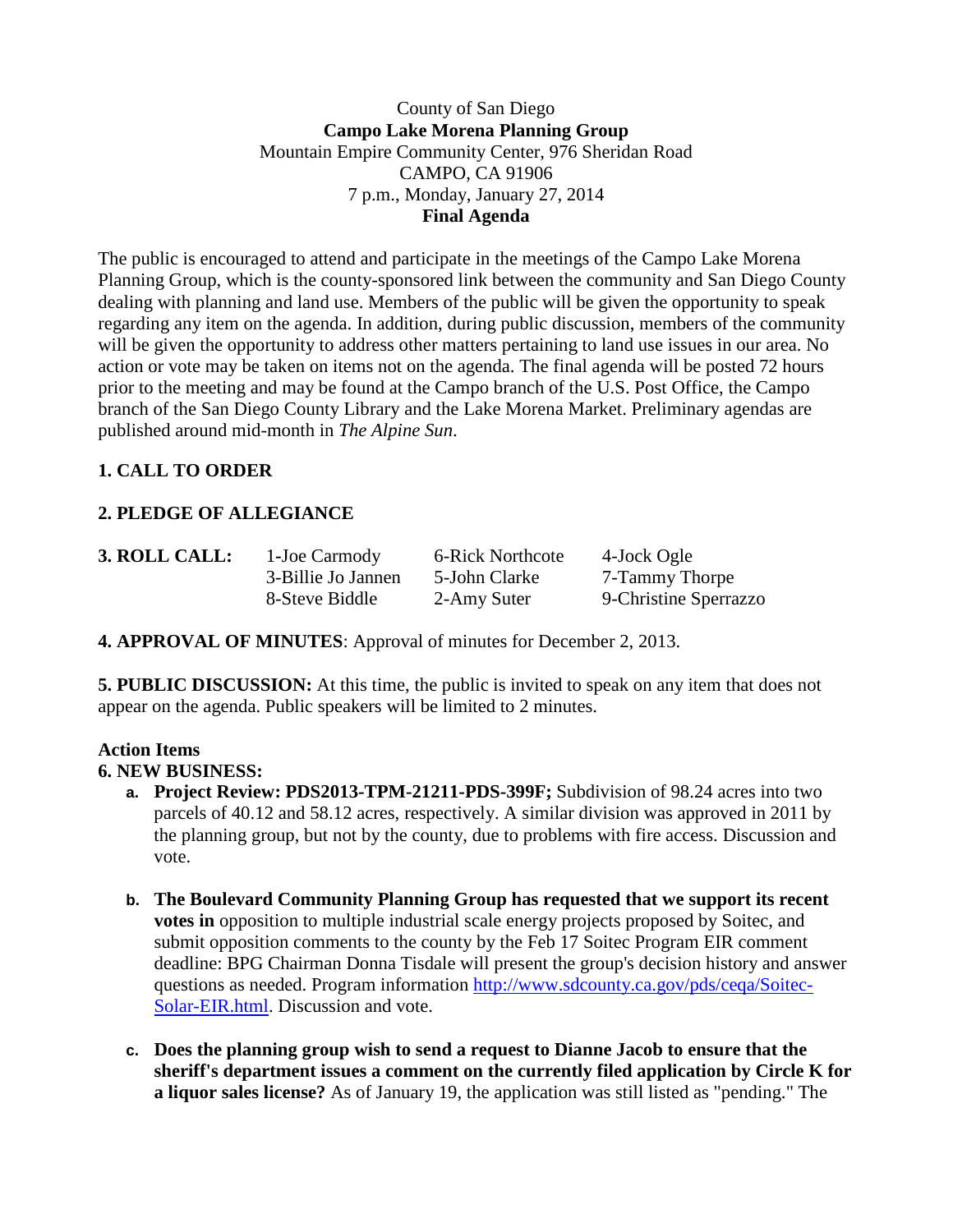County of San Diego

**Campo Lake Morena Planning Group**

Mountain Empire Community Center, 976 Sheridan Road

CAMPO, CA 91906

7 p.m., Monday, January 27, 2014

**Final Agenda**

The public is encouraged to attend and participate in the meetings of the Campo Lake Morena Planning Group, which is the county-sponsored link between the community and San Diego County dealing with planning and land use. Members of the public will be given the opportunity to speak regarding any item on the agenda. In addition, during public discussion, members of the community will be given the opportunity to address other matters pertaining to land use issues in our area. No action or vote may be taken on items not on the agenda. The final agenda will be posted 72 hours prior to the meeting and may be found at the Campo branch of the U.S. Post Office, the Campo branch of the San Diego County Library and the Lake Morena Market. Preliminary agendas are published around mid-month in *The Alpine Sun*.

**1. CALL TO ORDER**

**2. PLEDGE OF ALLEGIANCE**

**3. ROLL CALL:**

| 1-Joe Carmody | 6-Rick Northcote | 4-Jock Ogle |
|---|---|---|
| 3-Billie Jo Jannen | 5-John Clarke | 7-Tammy Thorpe |
| 8-Steve Biddle | 2-Amy Suter | 9-Christine Sperrazzo |

**4. APPROVAL OF MINUTES**: Approval of minutes for December 2, 2013.

**5. PUBLIC DISCUSSION:** At this time, the public is invited to speak on any item that does not appear on the agenda. Public speakers will be limited to 2 minutes.

**Action Items**

**6. NEW BUSINESS:**

a. **Project Review: PDS2013-TPM-21211-PDS-399F;** Subdivision of 98.24 acres into two parcels of 40.12 and 58.12 acres, respectively. A similar division was approved in 2011 by the planning group, but not by the county, due to problems with fire access. Discussion and vote.

b. **The Boulevard Community Planning Group has requested that we support its recent votes in** opposition to multiple industrial scale energy projects proposed by Soitec, and submit opposition comments to the county by the Feb 17 Soitec Program EIR comment deadline: BPG Chairman Donna Tisdale will present the group's decision history and answer questions as needed. Program information http://www.sdcounty.ca.gov/pds/ceqa/Soitec-Solar-EIR.html. Discussion and vote.

c. **Does the planning group wish to send a request to Dianne Jacob to ensure that the sheriff's department issues a comment on the currently filed application by Circle K for a liquor sales license?** As of January 19, the application was still listed as "pending." The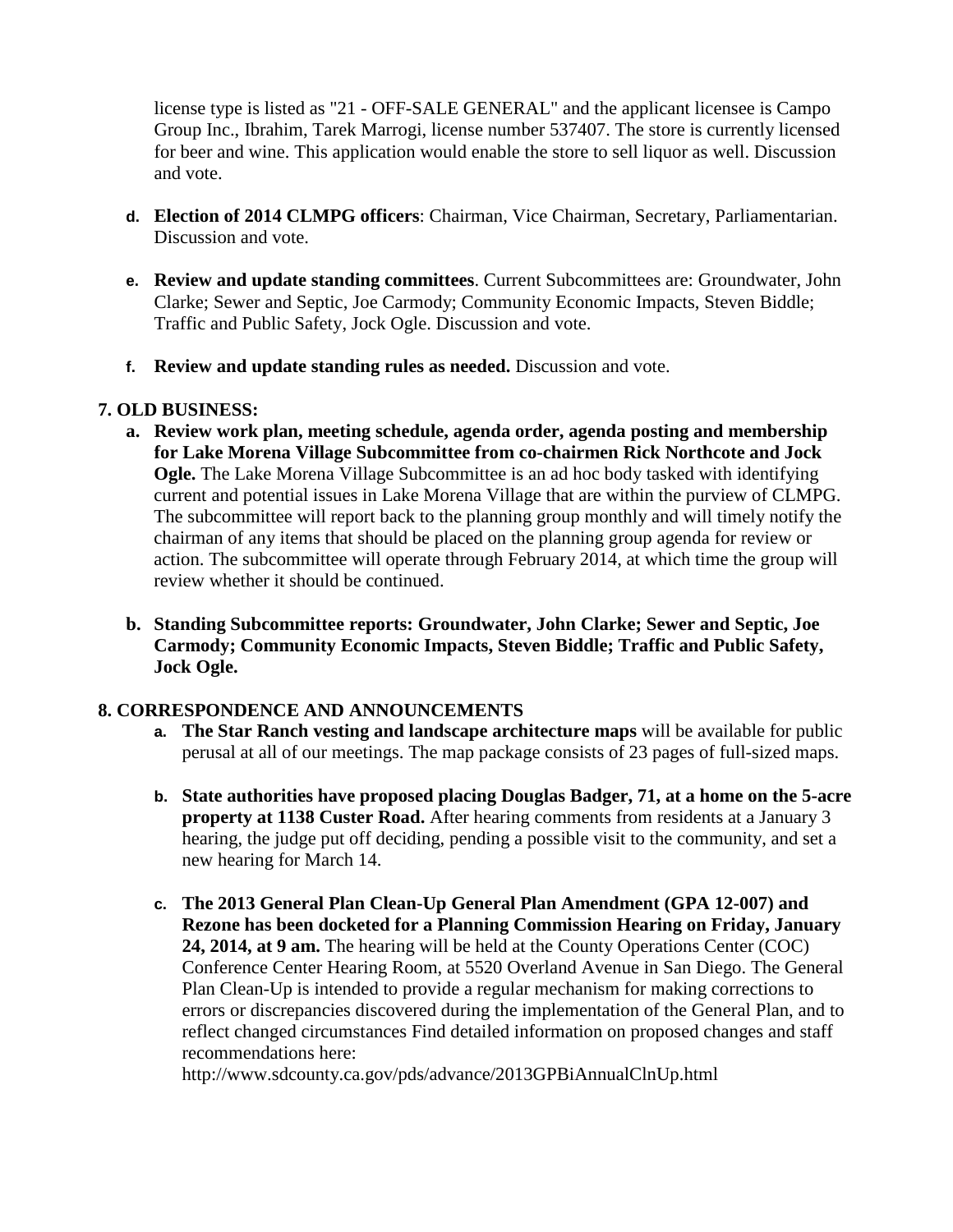license type is listed as "21 - OFF-SALE GENERAL" and the applicant licensee is Campo Group Inc., Ibrahim, Tarek Marrogi, license number 537407. The store is currently licensed for beer and wine. This application would enable the store to sell liquor as well. Discussion and vote.

d. **Election of 2014 CLMPG officers**: Chairman, Vice Chairman, Secretary, Parliamentarian. Discussion and vote.

e. **Review and update standing committees**. Current Subcommittees are: Groundwater, John Clarke; Sewer and Septic, Joe Carmody; Community Economic Impacts, Steven Biddle; Traffic and Public Safety, Jock Ogle. Discussion and vote.

f. **Review and update standing rules as needed.** Discussion and vote.

**7. OLD BUSINESS:**

a. **Review work plan, meeting schedule, agenda order, agenda posting and membership for Lake Morena Village Subcommittee from co-chairmen Rick Northcote and Jock Ogle.** The Lake Morena Village Subcommittee is an ad hoc body tasked with identifying current and potential issues in Lake Morena Village that are within the purview of CLMPG. The subcommittee will report back to the planning group monthly and will timely notify the chairman of any items that should be placed on the planning group agenda for review or action. The subcommittee will operate through February 2014, at which time the group will review whether it should be continued.

b. **Standing Subcommittee reports: Groundwater, John Clarke; Sewer and Septic, Joe Carmody; Community Economic Impacts, Steven Biddle; Traffic and Public Safety, Jock Ogle.**

**8. CORRESPONDENCE AND ANNOUNCEMENTS**

a. **The Star Ranch vesting and landscape architecture maps** will be available for public perusal at all of our meetings. The map package consists of 23 pages of full-sized maps.

b. **State authorities have proposed placing Douglas Badger, 71, at a home on the 5-acre property at 1138 Custer Road.** After hearing comments from residents at a January 3 hearing, the judge put off deciding, pending a possible visit to the community, and set a new hearing for March 14.

c. **The 2013 General Plan Clean-Up General Plan Amendment (GPA 12-007) and Rezone has been docketed for a Planning Commission Hearing on Friday, January 24, 2014, at 9 am.** The hearing will be held at the County Operations Center (COC) Conference Center Hearing Room, at 5520 Overland Avenue in San Diego. The General Plan Clean-Up is intended to provide a regular mechanism for making corrections to errors or discrepancies discovered during the implementation of the General Plan, and to reflect changed circumstances Find detailed information on proposed changes and staff recommendations here:
http://www.sdcounty.ca.gov/pds/advance/2013GPBiAnnualClnUp.html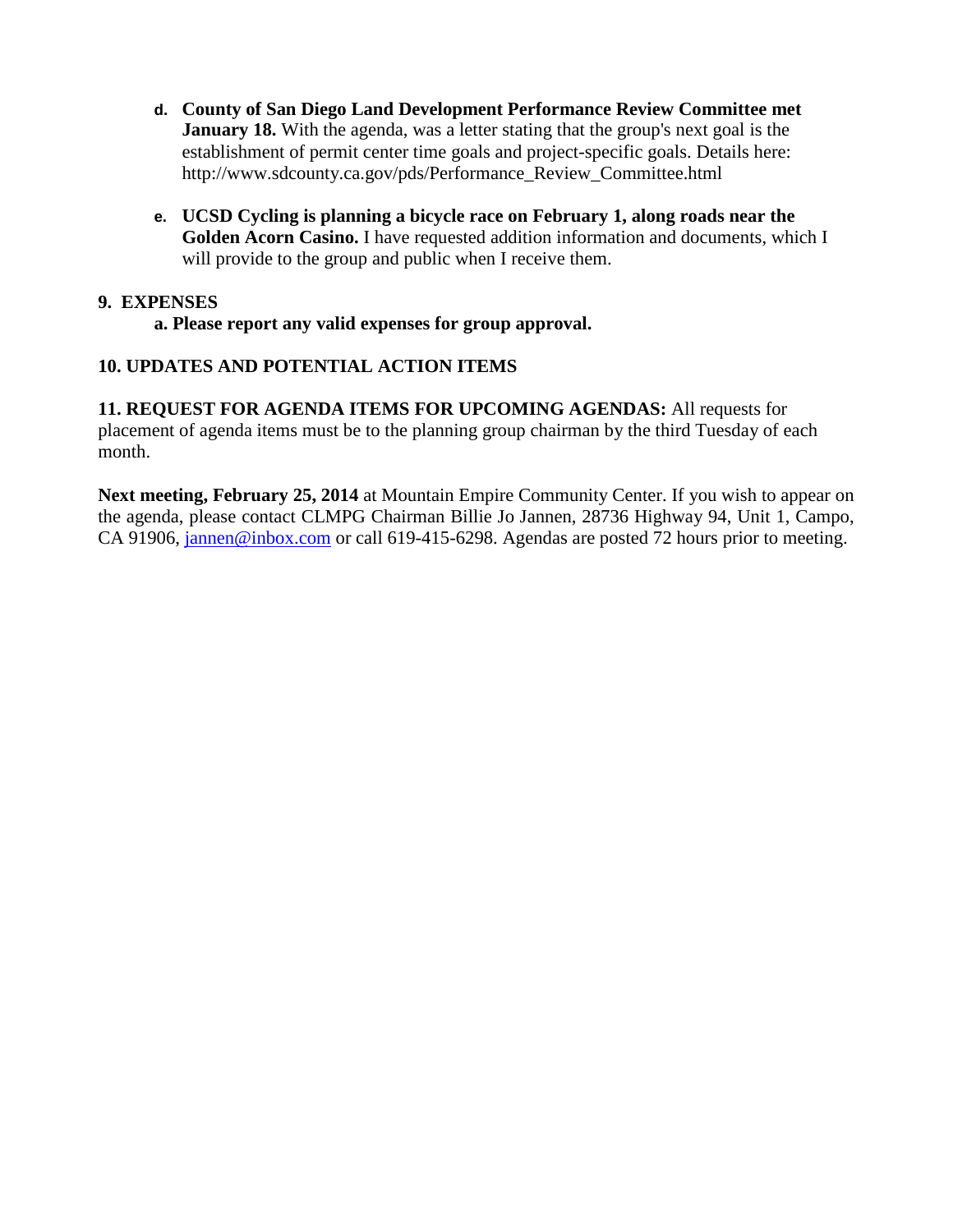d. **County of San Diego Land Development Performance Review Committee met January 18.** With the agenda, was a letter stating that the group's next goal is the establishment of permit center time goals and project-specific goals. Details here: http://www.sdcounty.ca.gov/pds/Performance_Review_Committee.html

e. **UCSD Cycling is planning a bicycle race on February 1, along roads near the Golden Acorn Casino.** I have requested addition information and documents, which I will provide to the group and public when I receive them.

**9. EXPENSES**

**a. Please report any valid expenses for group approval.**

**10. UPDATES AND POTENTIAL ACTION ITEMS**

**11. REQUEST FOR AGENDA ITEMS FOR UPCOMING AGENDAS:** All requests for placement of agenda items must be to the planning group chairman by the third Tuesday of each month.

**Next meeting, February 25, 2014** at Mountain Empire Community Center. If you wish to appear on the agenda, please contact CLMPG Chairman Billie Jo Jannen, 28736 Highway 94, Unit 1, Campo, CA 91906, jannen@inbox.com or call 619-415-6298. Agendas are posted 72 hours prior to meeting.